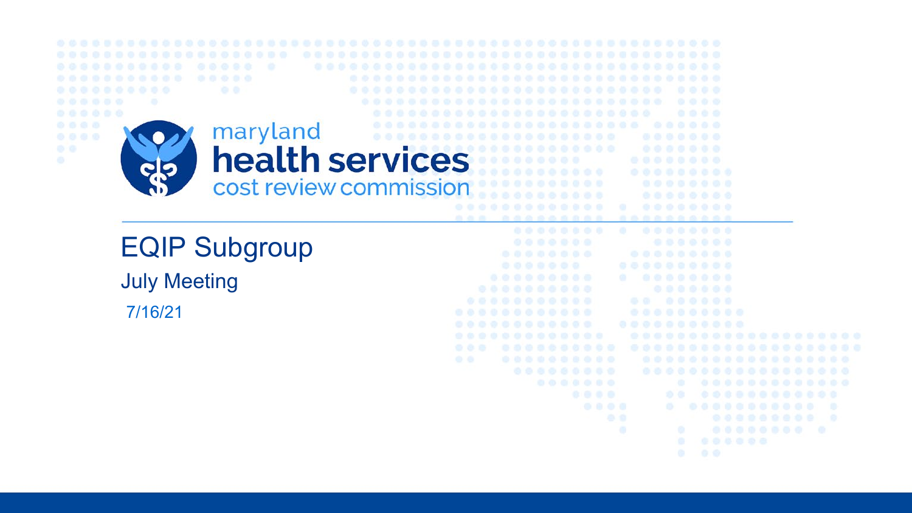maryland
health services
cost review commission

# EQIP Subgroup

## July Meeting

7/16/21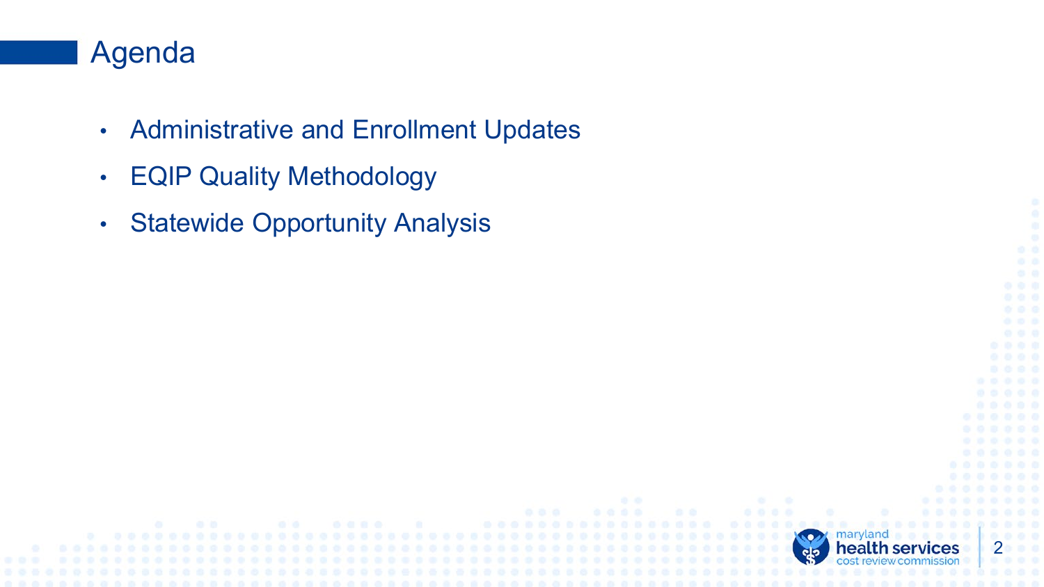# Agenda

- Administrative and Enrollment Updates
- EQIP Quality Methodology
- Statewide Opportunity Analysis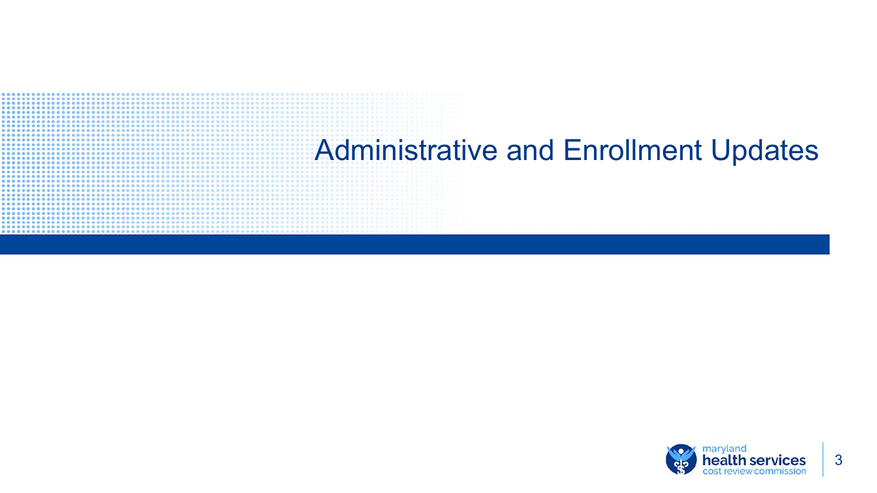# Administrative and Enrollment Updates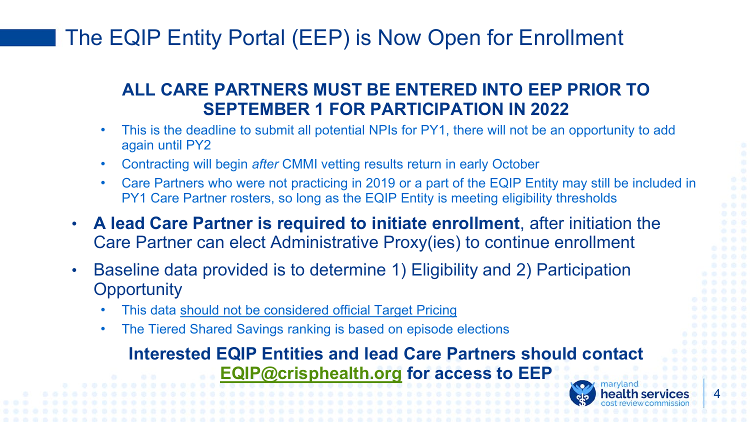# The EQIP Entity Portal (EEP) is Now Open for Enrollment

**ALL CARE PARTNERS MUST BE ENTERED INTO EEP PRIOR TO SEPTEMBER 1 FOR PARTICIPATION IN 2022**

- This is the deadline to submit all potential NPIs for PY1, there will not be an opportunity to add again until PY2
- Contracting will begin *after* CMMI vetting results return in early October
- Care Partners who were not practicing in 2019 or a part of the EQIP Entity may still be included in PY1 Care Partner rosters, so long as the EQIP Entity is meeting eligibility thresholds

- **A lead Care Partner is required to initiate enrollment**, after initiation the Care Partner can elect Administrative Proxy(ies) to continue enrollment
- Baseline data provided is to determine 1) Eligibility and 2) Participation Opportunity
  - This data should not be considered official Target Pricing
  - The Tiered Shared Savings ranking is based on episode elections

**Interested EQIP Entities and lead Care Partners should contact EQIP@crisphealth.org for access to EEP**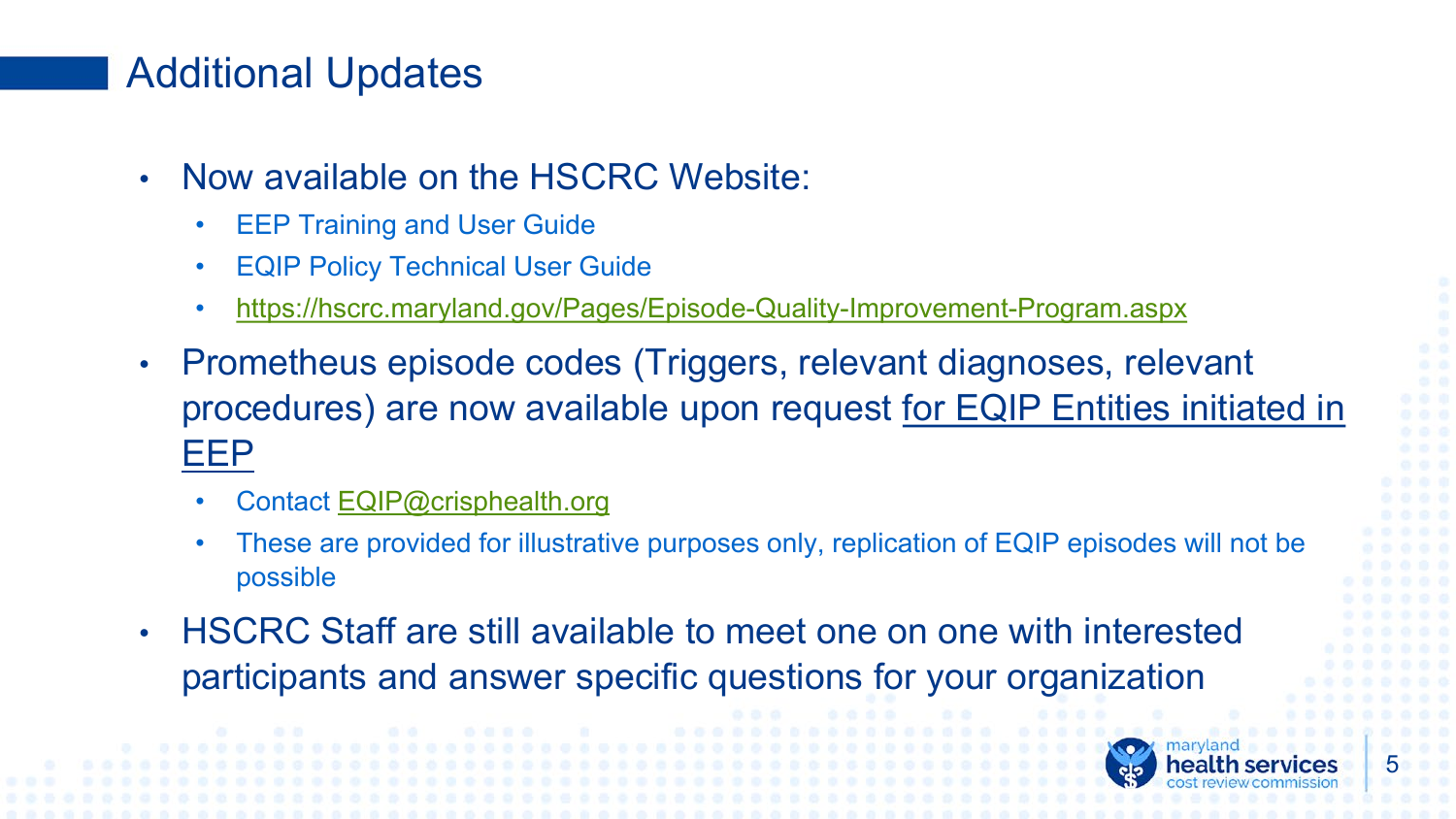# Additional Updates

- Now available on the HSCRC Website:
  - EEP Training and User Guide
  - EQIP Policy Technical User Guide
  - https://hscrc.maryland.gov/Pages/Episode-Quality-Improvement-Program.aspx
- Prometheus episode codes (Triggers, relevant diagnoses, relevant procedures) are now available upon request for EQIP Entities initiated in EEP
  - Contact EQIP@crisphealth.org
  - These are provided for illustrative purposes only, replication of EQIP episodes will not be possible
- HSCRC Staff are still available to meet one on one with interested participants and answer specific questions for your organization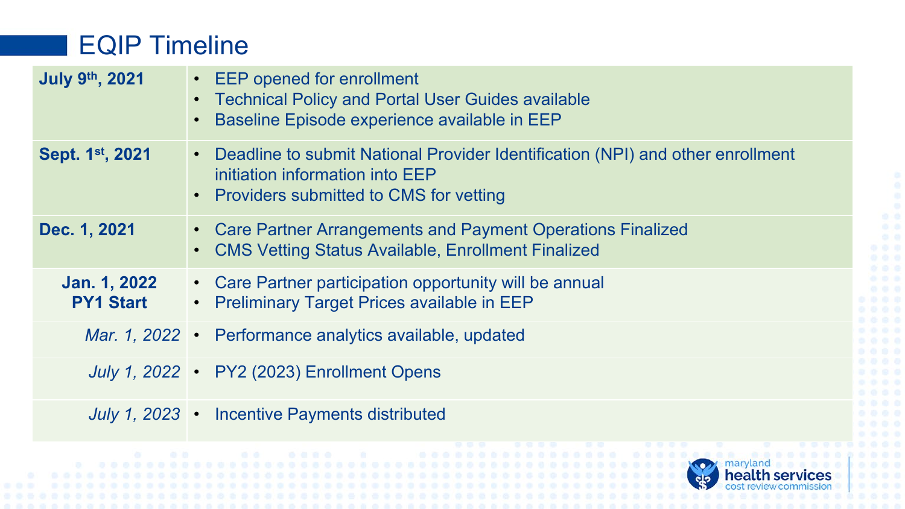# EQIP Timeline

| Date | Milestones |
|---|---|
| **July 9th, 2021** | • EEP opened for enrollment<br>• Technical Policy and Portal User Guides available<br>• Baseline Episode experience available in EEP |
| **Sept. 1st, 2021** | • Deadline to submit National Provider Identification (NPI) and other enrollment initiation information into EEP<br>• Providers submitted to CMS for vetting |
| **Dec. 1, 2021** | • Care Partner Arrangements and Payment Operations Finalized<br>• CMS Vetting Status Available, Enrollment Finalized |
| **Jan. 1, 2022 PY1 Start** | • Care Partner participation opportunity will be annual<br>• Preliminary Target Prices available in EEP |
| *Mar. 1, 2022* | • Performance analytics available, updated |
| *July 1, 2022* | • PY2 (2023) Enrollment Opens |
| *July 1, 2023* | • Incentive Payments distributed |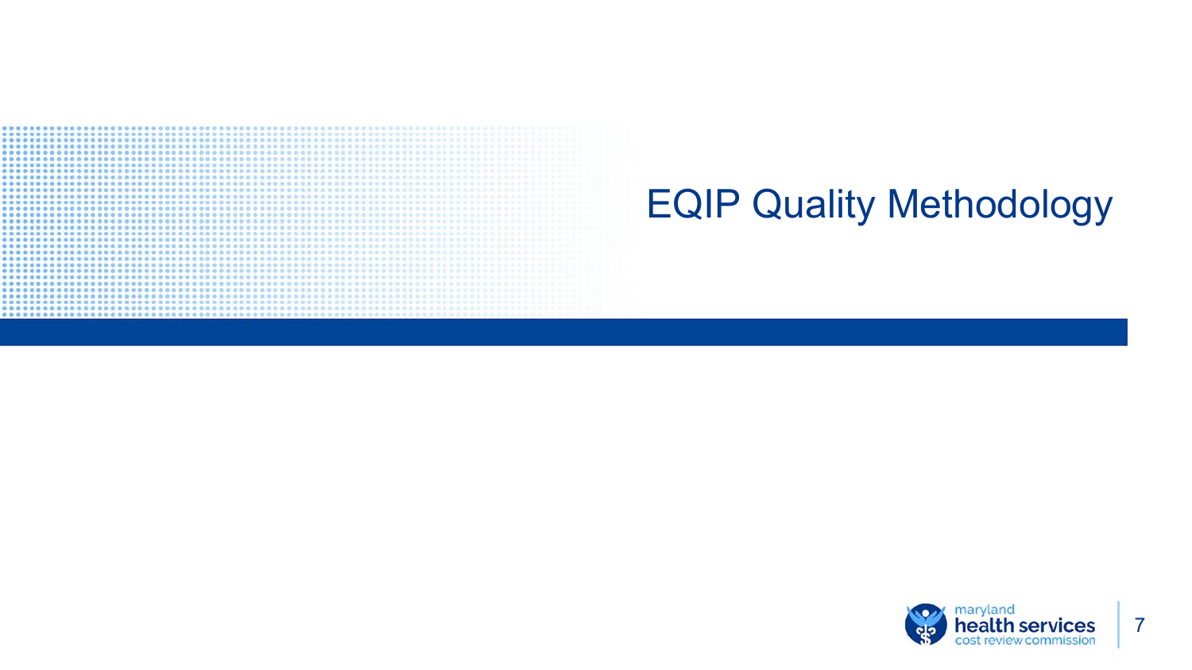# EQIP Quality Methodology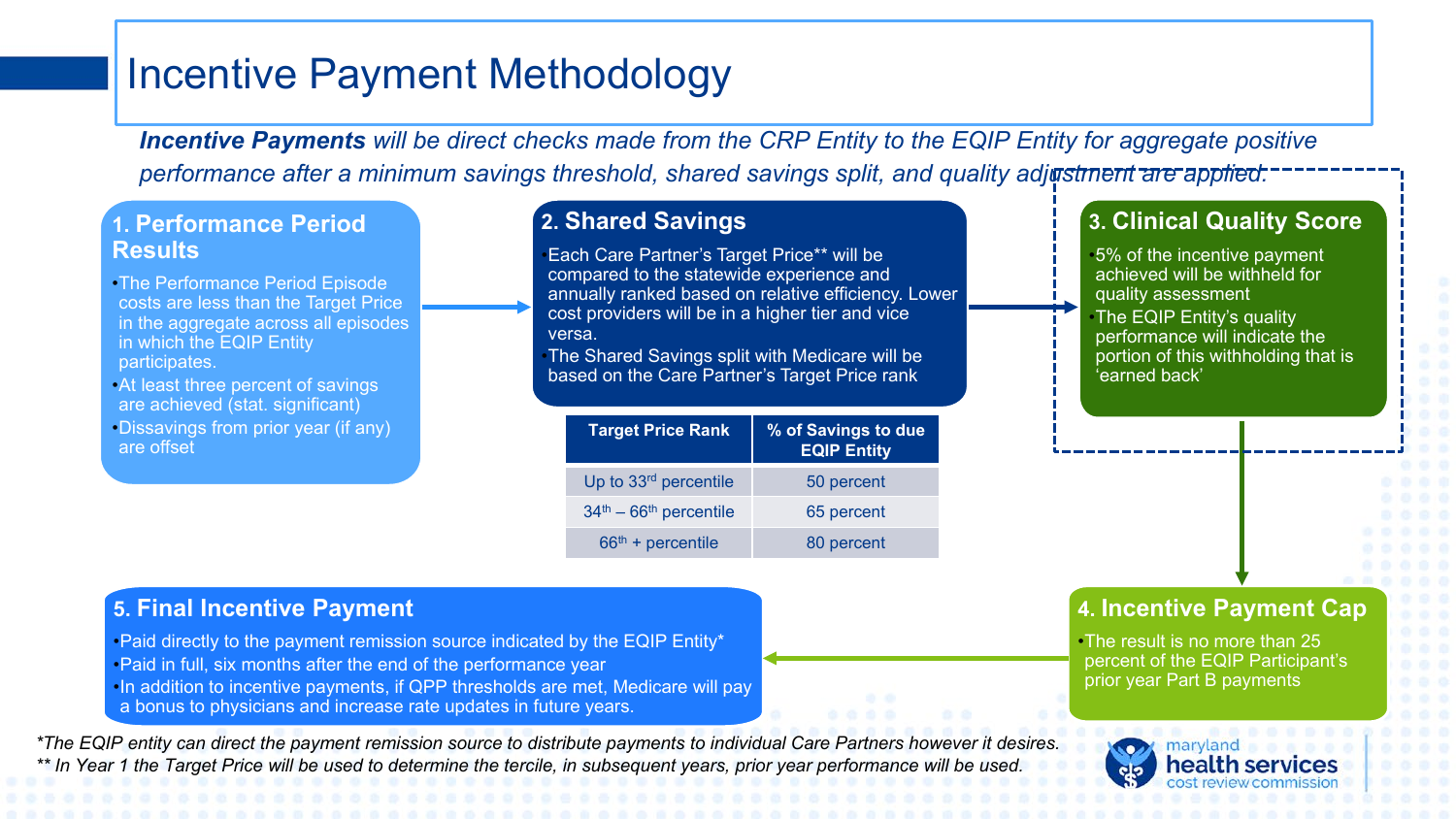# Incentive Payment Methodology

***Incentive Payments** will be direct checks made from the CRP Entity to the EQIP Entity for aggregate positive performance after a minimum savings threshold, shared savings split, and quality adjustment are applied.*

## 1. Performance Period Results

- The Performance Period Episode costs are less than the Target Price in the aggregate across all episodes in which the EQIP Entity participates.
- At least three percent of savings are achieved (stat. significant)
- Dissavings from prior year (if any) are offset

## 2. Shared Savings

- Each Care Partner's Target Price** will be compared to the statewide experience and annually ranked based on relative efficiency. Lower cost providers will be in a higher tier and vice versa.
- The Shared Savings split with Medicare will be based on the Care Partner's Target Price rank

| Target Price Rank | % of Savings to due EQIP Entity |
|---|---|
| Up to 33rd percentile | 50 percent |
| 34th – 66th percentile | 65 percent |
| 66th + percentile | 80 percent |

## 3. Clinical Quality Score

- 5% of the incentive payment achieved will be withheld for quality assessment
- The EQIP Entity's quality performance will indicate the portion of this withholding that is 'earned back'

## 4. Incentive Payment Cap

- The result is no more than 25 percent of the EQIP Participant's prior year Part B payments

## 5. Final Incentive Payment

- Paid directly to the payment remission source indicated by the EQIP Entity*
- Paid in full, six months after the end of the performance year
- In addition to incentive payments, if QPP thresholds are met, Medicare will pay a bonus to physicians and increase rate updates in future years.

*\*The EQIP entity can direct the payment remission source to distribute payments to individual Care Partners however it desires.*

*\*\* In Year 1 the Target Price will be used to determine the tercile, in subsequent years, prior year performance will be used.*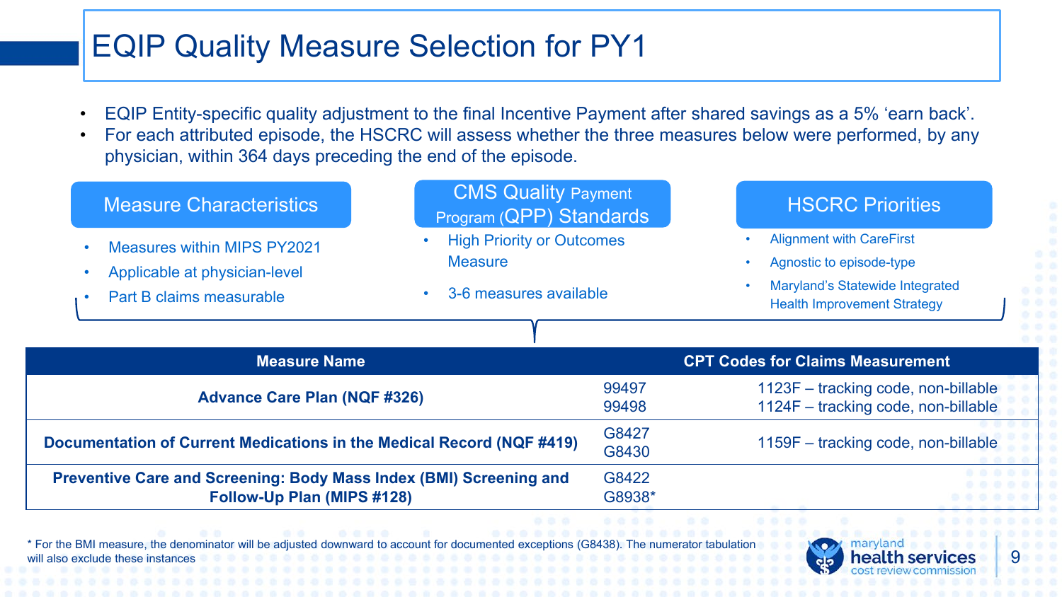# EQIP Quality Measure Selection for PY1

- EQIP Entity-specific quality adjustment to the final Incentive Payment after shared savings as a 5% 'earn back'.
- For each attributed episode, the HSCRC will assess whether the three measures below were performed, by any physician, within 364 days preceding the end of the episode.

### Measure Characteristics

- Measures within MIPS PY2021
- Applicable at physician-level
- Part B claims measurable

### CMS Quality Payment Program (QPP) Standards

- High Priority or Outcomes Measure
- 3-6 measures available

### HSCRC Priorities

- Alignment with CareFirst
- Agnostic to episode-type
- Maryland's Statewide Integrated Health Improvement Strategy

| Measure Name | CPT Codes for Claims Measurement | |
|---|---|---|
| **Advance Care Plan (NQF #326)** | 99497<br>99498 | 1123F – tracking code, non-billable<br>1124F – tracking code, non-billable |
| **Documentation of Current Medications in the Medical Record (NQF #419)** | G8427<br>G8430 | 1159F – tracking code, non-billable |
| **Preventive Care and Screening: Body Mass Index (BMI) Screening and Follow-Up Plan (MIPS #128)** | G8422<br>G8938* | |

* For the BMI measure, the denominator will be adjusted downward to account for documented exceptions (G8438). The numerator tabulation will also exclude these instances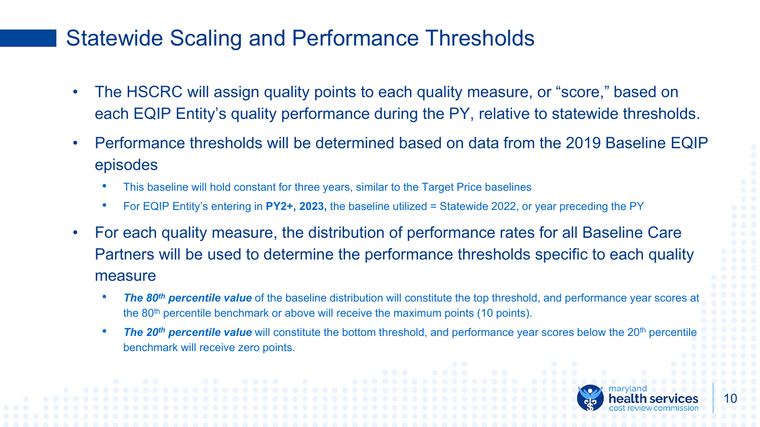# Statewide Scaling and Performance Thresholds

- The HSCRC will assign quality points to each quality measure, or "score," based on each EQIP Entity's quality performance during the PY, relative to statewide thresholds.
- Performance thresholds will be determined based on data from the 2019 Baseline EQIP episodes
  - This baseline will hold constant for three years, similar to the Target Price baselines
  - For EQIP Entity's entering in **PY2+, 2023,** the baseline utilized = Statewide 2022, or year preceding the PY
- For each quality measure, the distribution of performance rates for all Baseline Care Partners will be used to determine the performance thresholds specific to each quality measure
  - ***The 80th percentile value*** of the baseline distribution will constitute the top threshold, and performance year scores at the 80th percentile benchmark or above will receive the maximum points (10 points).
  - ***The 20th percentile value*** will constitute the bottom threshold, and performance year scores below the 20th percentile benchmark will receive zero points.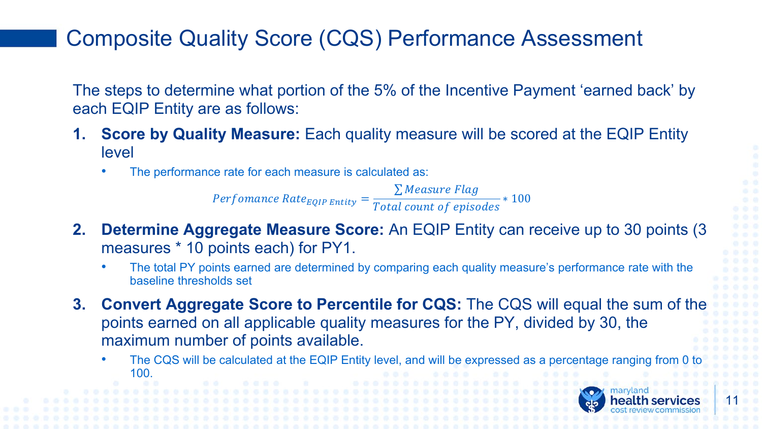# Composite Quality Score (CQS) Performance Assessment

The steps to determine what portion of the 5% of the Incentive Payment ‘earned back’ by each EQIP Entity are as follows:

1. **Score by Quality Measure:** Each quality measure will be scored at the EQIP Entity level
   - The performance rate for each measure is calculated as:

$$Perfomance\ Rate_{EQIP\ Entity} = \frac{\sum Measure\ Flag}{Total\ count\ of\ episodes} * 100$$

2. **Determine Aggregate Measure Score:** An EQIP Entity can receive up to 30 points (3 measures * 10 points each) for PY1.
   - The total PY points earned are determined by comparing each quality measure’s performance rate with the baseline thresholds set
3. **Convert Aggregate Score to Percentile for CQS:** The CQS will equal the sum of the points earned on all applicable quality measures for the PY, divided by 30, the maximum number of points available.
   - The CQS will be calculated at the EQIP Entity level, and will be expressed as a percentage ranging from 0 to 100.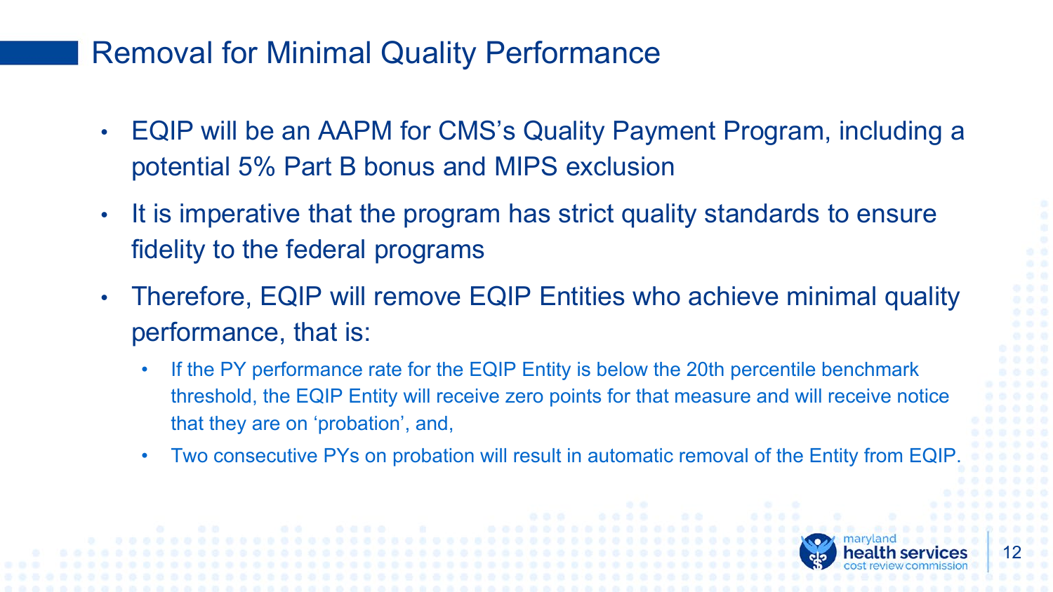# Removal for Minimal Quality Performance

- EQIP will be an AAPM for CMS's Quality Payment Program, including a potential 5% Part B bonus and MIPS exclusion
- It is imperative that the program has strict quality standards to ensure fidelity to the federal programs
- Therefore, EQIP will remove EQIP Entities who achieve minimal quality performance, that is:
  - If the PY performance rate for the EQIP Entity is below the 20th percentile benchmark threshold, the EQIP Entity will receive zero points for that measure and will receive notice that they are on 'probation', and,
  - Two consecutive PYs on probation will result in automatic removal of the Entity from EQIP.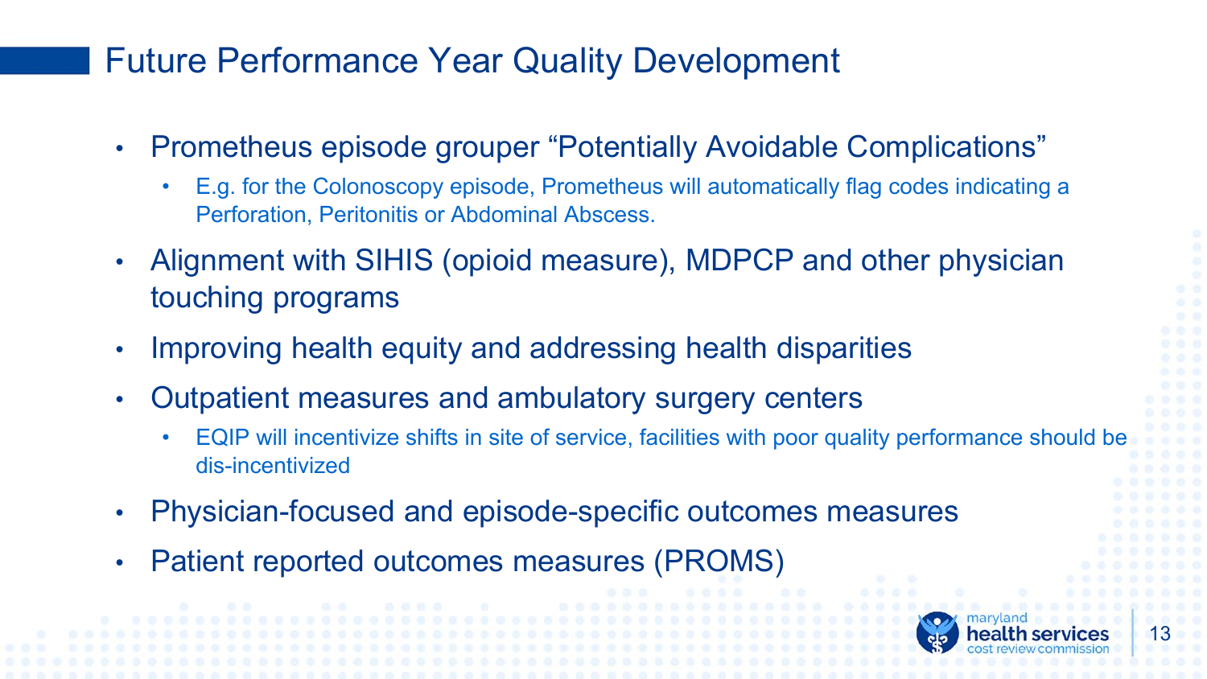# Future Performance Year Quality Development

- Prometheus episode grouper “Potentially Avoidable Complications”
  - E.g. for the Colonoscopy episode, Prometheus will automatically flag codes indicating a Perforation, Peritonitis or Abdominal Abscess.
- Alignment with SIHIS (opioid measure), MDPCP and other physician touching programs
- Improving health equity and addressing health disparities
- Outpatient measures and ambulatory surgery centers
  - EQIP will incentivize shifts in site of service, facilities with poor quality performance should be dis-incentivized
- Physician-focused and episode-specific outcomes measures
- Patient reported outcomes measures (PROMS)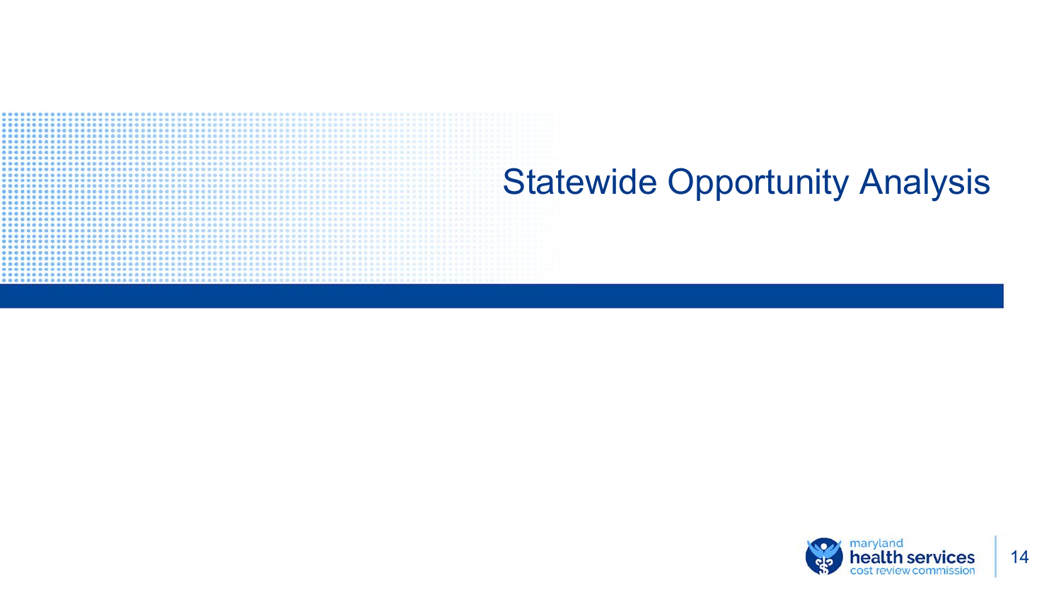# Statewide Opportunity Analysis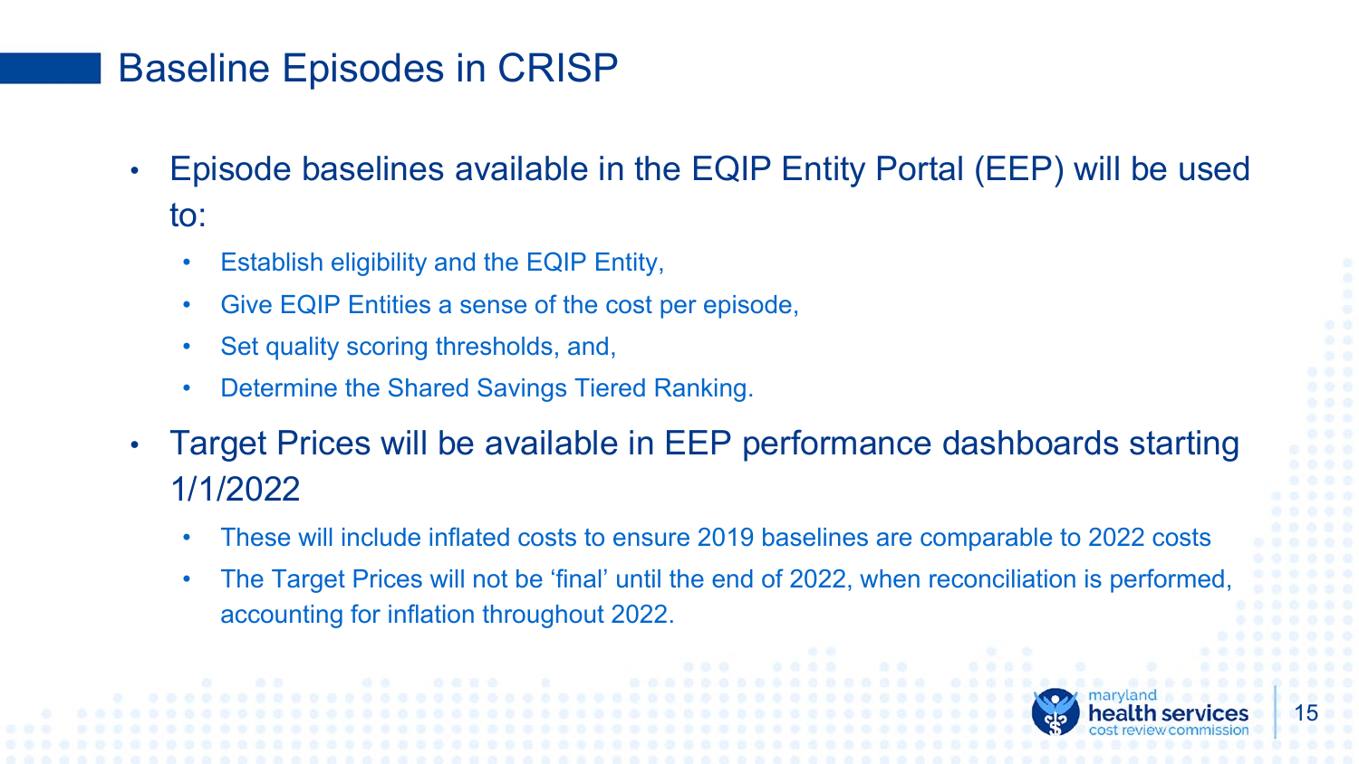# Baseline Episodes in CRISP

- Episode baselines available in the EQIP Entity Portal (EEP) will be used to:
  - Establish eligibility and the EQIP Entity,
  - Give EQIP Entities a sense of the cost per episode,
  - Set quality scoring thresholds, and,
  - Determine the Shared Savings Tiered Ranking.
- Target Prices will be available in EEP performance dashboards starting 1/1/2022
  - These will include inflated costs to ensure 2019 baselines are comparable to 2022 costs
  - The Target Prices will not be 'final' until the end of 2022, when reconciliation is performed, accounting for inflation throughout 2022.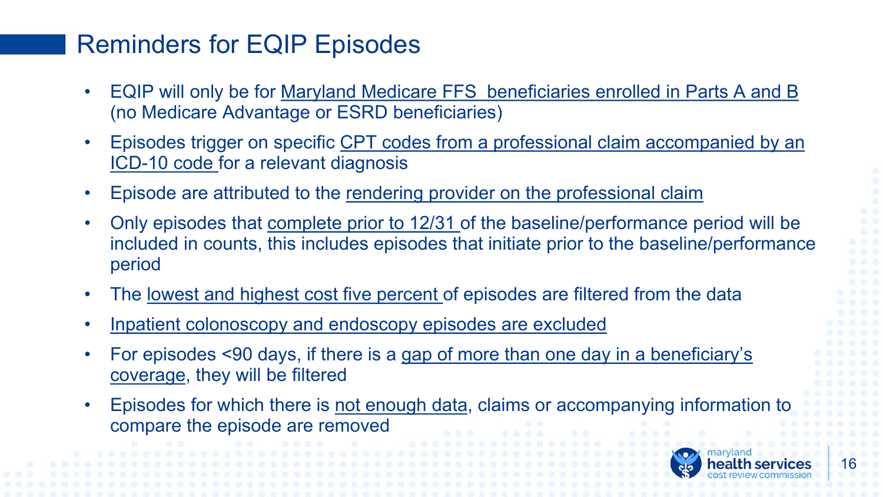# Reminders for EQIP Episodes

- EQIP will only be for Maryland Medicare FFS beneficiaries enrolled in Parts A and B (no Medicare Advantage or ESRD beneficiaries)
- Episodes trigger on specific CPT codes from a professional claim accompanied by an ICD-10 code for a relevant diagnosis
- Episode are attributed to the rendering provider on the professional claim
- Only episodes that complete prior to 12/31 of the baseline/performance period will be included in counts, this includes episodes that initiate prior to the baseline/performance period
- The lowest and highest cost five percent of episodes are filtered from the data
- Inpatient colonoscopy and endoscopy episodes are excluded
- For episodes <90 days, if there is a gap of more than one day in a beneficiary's coverage, they will be filtered
- Episodes for which there is not enough data, claims or accompanying information to compare the episode are removed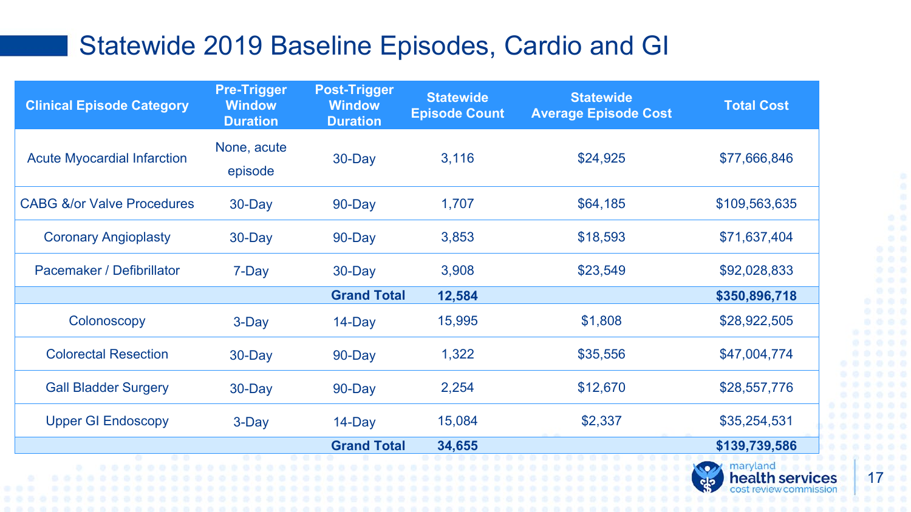# Statewide 2019 Baseline Episodes, Cardio and GI

| Clinical Episode Category | Pre-Trigger Window Duration | Post-Trigger Window Duration | Statewide Episode Count | Statewide Average Episode Cost | Total Cost |
|---|---|---|---|---|---|
| Acute Myocardial Infarction | None, acute episode | 30-Day | 3,116 | $24,925 | $77,666,846 |
| CABG &/or Valve Procedures | 30-Day | 90-Day | 1,707 | $64,185 | $109,563,635 |
| Coronary Angioplasty | 30-Day | 90-Day | 3,853 | $18,593 | $71,637,404 |
| Pacemaker / Defibrillator | 7-Day | 30-Day | 3,908 | $23,549 | $92,028,833 |
| | | **Grand Total** | **12,584** | | **$350,896,718** |
| Colonoscopy | 3-Day | 14-Day | 15,995 | $1,808 | $28,922,505 |
| Colorectal Resection | 30-Day | 90-Day | 1,322 | $35,556 | $47,004,774 |
| Gall Bladder Surgery | 30-Day | 90-Day | 2,254 | $12,670 | $28,557,776 |
| Upper GI Endoscopy | 3-Day | 14-Day | 15,084 | $2,337 | $35,254,531 |
| | | **Grand Total** | **34,655** | | **$139,739,586** |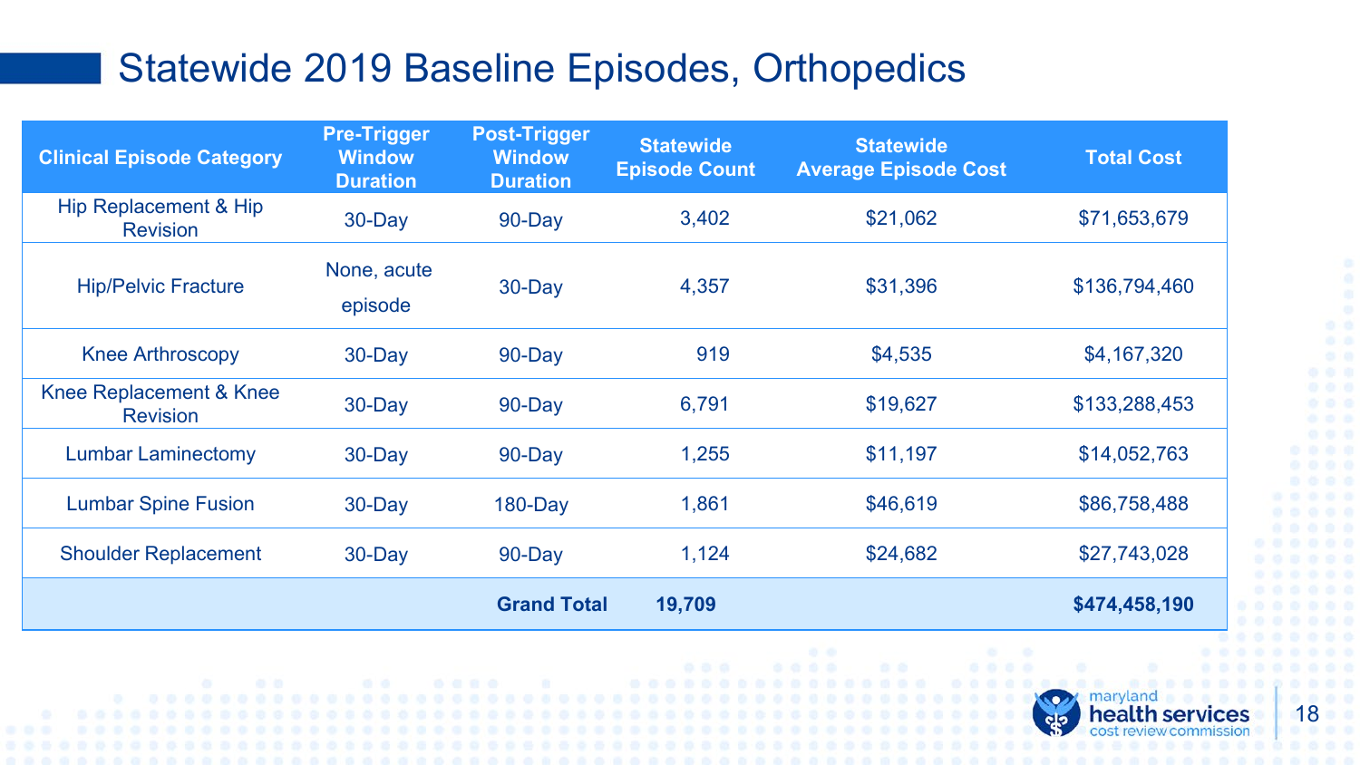# Statewide 2019 Baseline Episodes, Orthopedics

| Clinical Episode Category | Pre-Trigger Window Duration | Post-Trigger Window Duration | Statewide Episode Count | Statewide Average Episode Cost | Total Cost |
|---|---|---|---|---|---|
| Hip Replacement & Hip Revision | 30-Day | 90-Day | 3,402 | $21,062 | $71,653,679 |
| Hip/Pelvic Fracture | None, acute episode | 30-Day | 4,357 | $31,396 | $136,794,460 |
| Knee Arthroscopy | 30-Day | 90-Day | 919 | $4,535 | $4,167,320 |
| Knee Replacement & Knee Revision | 30-Day | 90-Day | 6,791 | $19,627 | $133,288,453 |
| Lumbar Laminectomy | 30-Day | 90-Day | 1,255 | $11,197 | $14,052,763 |
| Lumbar Spine Fusion | 30-Day | 180-Day | 1,861 | $46,619 | $86,758,488 |
| Shoulder Replacement | 30-Day | 90-Day | 1,124 | $24,682 | $27,743,028 |
| | | **Grand Total** | **19,709** | | **$474,458,190** |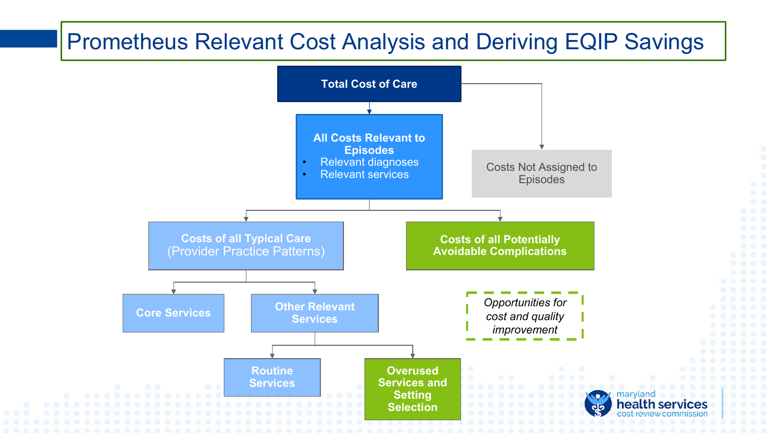# Prometheus Relevant Cost Analysis and Deriving EQIP Savings

- **Total Cost of Care**
  - **All Costs Relevant to Episodes**
    - Relevant diagnoses
    - Relevant services
    - **Costs of all Typical Care** (Provider Practice Patterns)
      - **Core Services**
      - **Other Relevant Services**
        - **Routine Services**
        - **Overused Services and Setting Selection**
    - **Costs of all Potentially Avoidable Complications**
  - Costs Not Assigned to Episodes

*Opportunities for cost and quality improvement*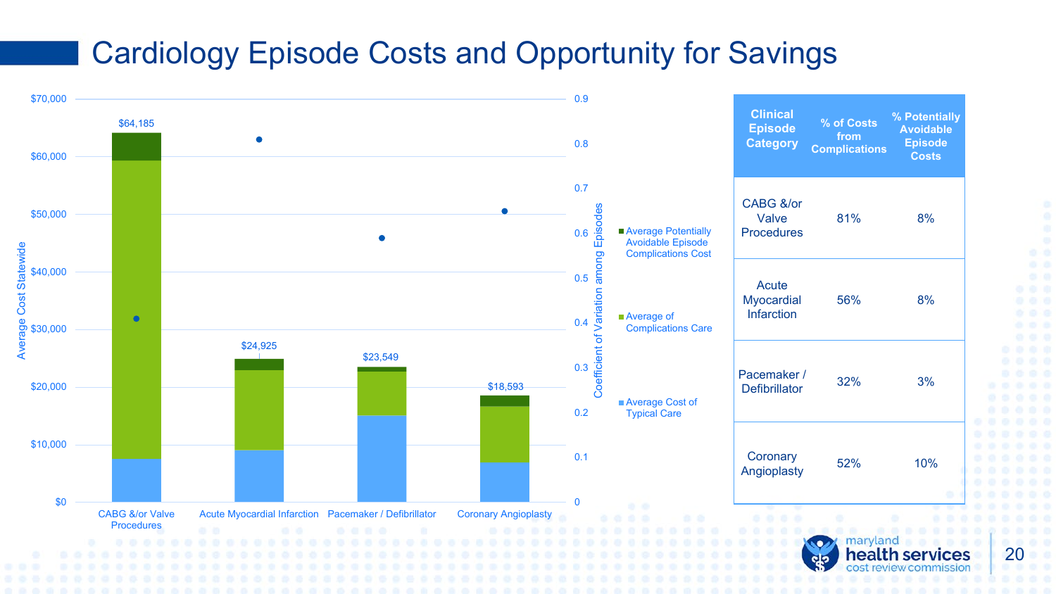# Cardiology Episode Costs and Opportunity for Savings

Average Cost Statewide

Coefficient of Variation among Episodes

| Clinical Episode Category | Average Cost (Total) |
|---|---|
| CABG &/or Valve Procedures | $64,185 |
| Acute Myocardial Infarction | $24,925 |
| Pacemaker / Defibrillator | $23,549 |
| Coronary Angioplasty | $18,593 |

- Average Potentially Avoidable Episode Complications Cost
- Average of Complications Care
- Average Cost of Typical Care

| Clinical Episode Category | % of Costs from Complications | % Potentially Avoidable Episode Costs |
|---|---|---|
| CABG &/or Valve Procedures | 81% | 8% |
| Acute Myocardial Infarction | 56% | 8% |
| Pacemaker / Defibrillator | 32% | 3% |
| Coronary Angioplasty | 52% | 10% |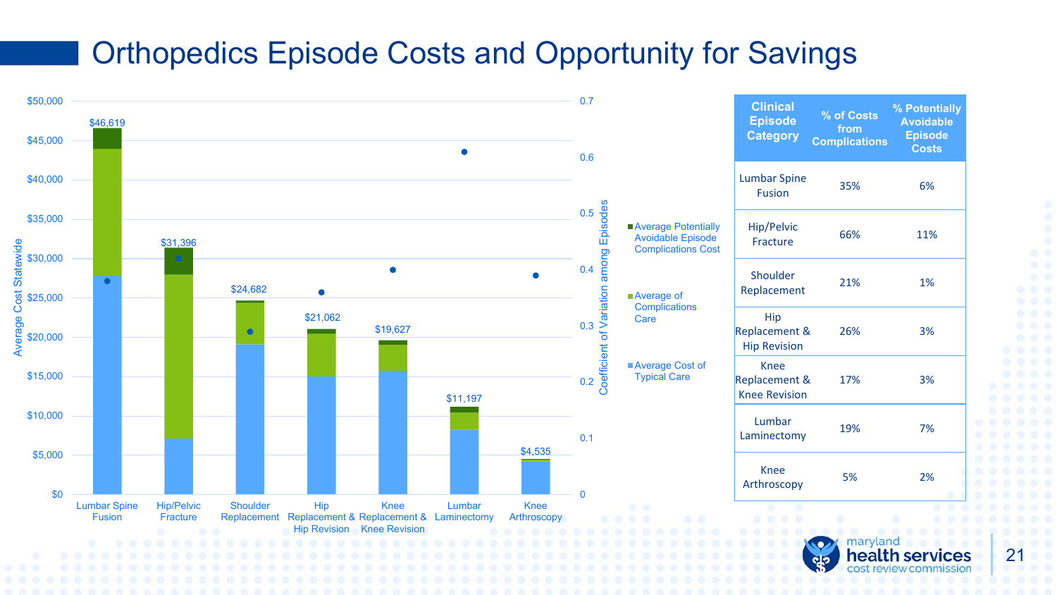# Orthopedics Episode Costs and Opportunity for Savings

| Clinical Episode Category | % of Costs from Complications | % Potentially Avoidable Episode Costs |
|---|---|---|
| Lumbar Spine Fusion | 35% | 6% |
| Hip/Pelvic Fracture | 66% | 11% |
| Shoulder Replacement | 21% | 1% |
| Hip Replacement & Hip Revision | 26% | 3% |
| Knee Replacement & Knee Revision | 17% | 3% |
| Lumbar Laminectomy | 19% | 7% |
| Knee Arthroscopy | 5% | 2% |

Chart: Average Cost Statewide (bars: Average Cost of Typical Care, Average of Complications Care, Average Potentially Avoidable Episode Complications Cost) and Coefficient of Variation among Episodes (points)

| Clinical Episode Category | Average Total Cost |
|---|---|
| Lumbar Spine Fusion | $46,619 |
| Hip/Pelvic Fracture | $31,396 |
| Shoulder Replacement | $24,682 |
| Hip Replacement & Hip Revision | $21,062 |
| Knee Replacement & Knee Revision | $19,627 |
| Lumbar Laminectomy | $11,197 |
| Knee Arthroscopy | $4,535 |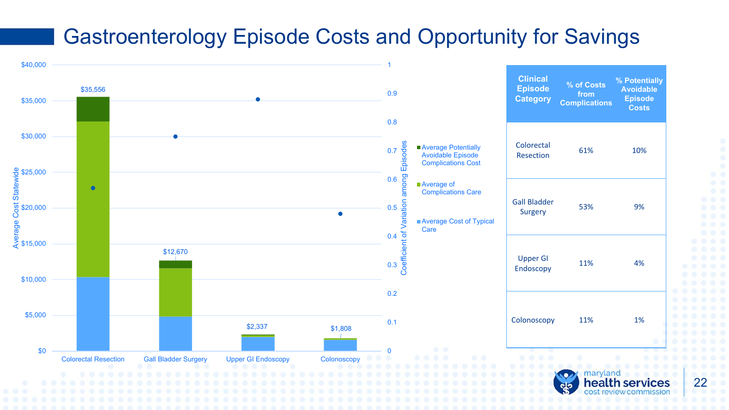# Gastroenterology Episode Costs and Opportunity for Savings

Average Cost Statewide / Coefficient of Variation among Episodes

| | Colorectal Resection | Gall Bladder Surgery | Upper GI Endoscopy | Colonoscopy |
|---|---|---|---|---|
| Total average cost | $35,556 | $12,670 | $2,337 | $1,808 |

Legend:
- Average Potentially Avoidable Episode Complications Cost
- Average of Complications Care
- Average Cost of Typical Care

| Clinical Episode Category | % of Costs from Complications | % Potentially Avoidable Episode Costs |
|---|---|---|
| Colorectal Resection | 61% | 10% |
| Gall Bladder Surgery | 53% | 9% |
| Upper GI Endoscopy | 11% | 4% |
| Colonoscopy | 11% | 1% |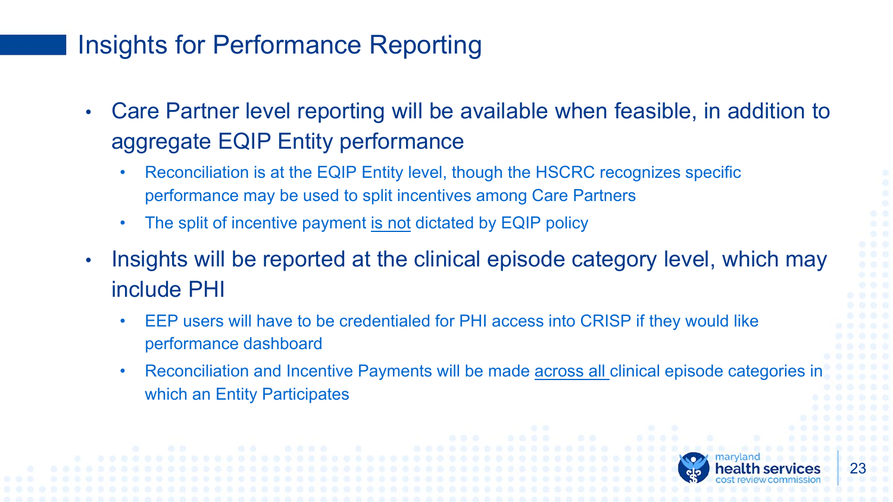# Insights for Performance Reporting

- Care Partner level reporting will be available when feasible, in addition to aggregate EQIP Entity performance
  - Reconciliation is at the EQIP Entity level, though the HSCRC recognizes specific performance may be used to split incentives among Care Partners
  - The split of incentive payment <u>is not</u> dictated by EQIP policy
- Insights will be reported at the clinical episode category level, which may include PHI
  - EEP users will have to be credentialed for PHI access into CRISP if they would like performance dashboard
  - Reconciliation and Incentive Payments will be made <u>across all</u> clinical episode categories in which an Entity Participates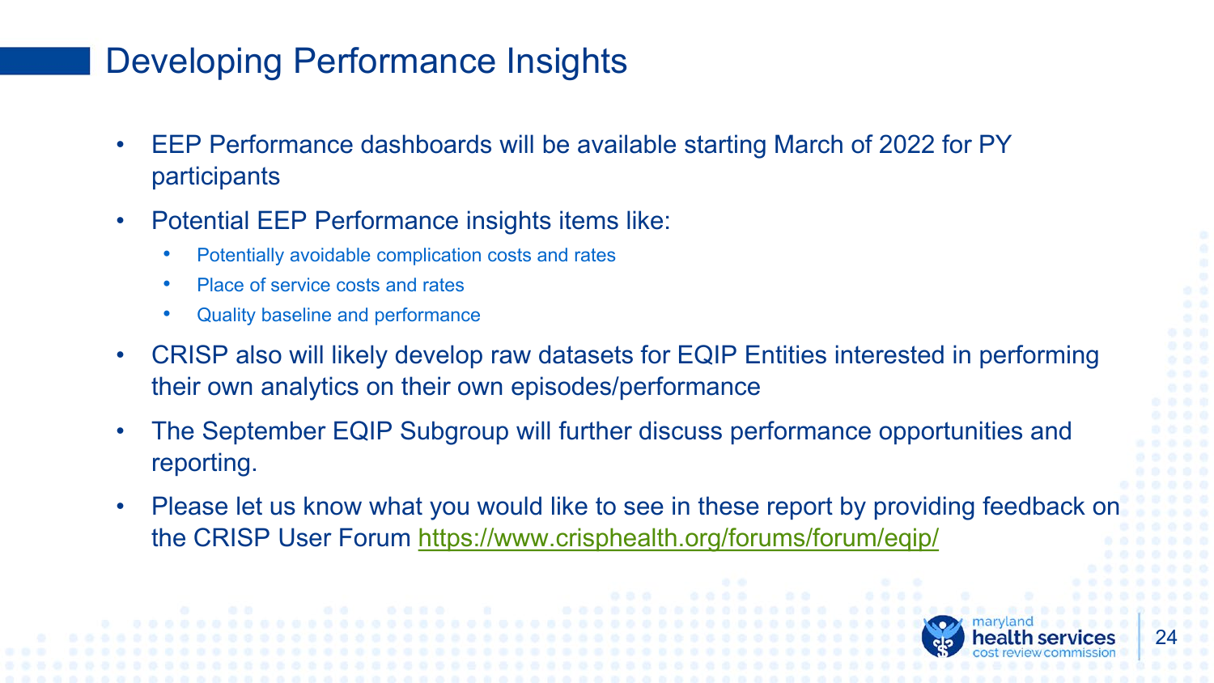# Developing Performance Insights

- EEP Performance dashboards will be available starting March of 2022 for PY participants
- Potential EEP Performance insights items like:
  - Potentially avoidable complication costs and rates
  - Place of service costs and rates
  - Quality baseline and performance
- CRISP also will likely develop raw datasets for EQIP Entities interested in performing their own analytics on their own episodes/performance
- The September EQIP Subgroup will further discuss performance opportunities and reporting.
- Please let us know what you would like to see in these report by providing feedback on the CRISP User Forum [https://www.crisphealth.org/forums/forum/eqip/](https://www.crisphealth.org/forums/forum/eqip/)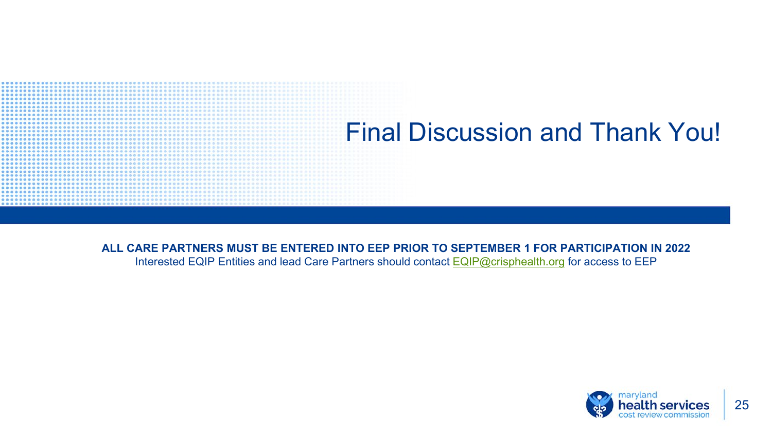# Final Discussion and Thank You!

**ALL CARE PARTNERS MUST BE ENTERED INTO EEP PRIOR TO SEPTEMBER 1 FOR PARTICIPATION IN 2022**

Interested EQIP Entities and lead Care Partners should contact EQIP@crisphealth.org for access to EEP